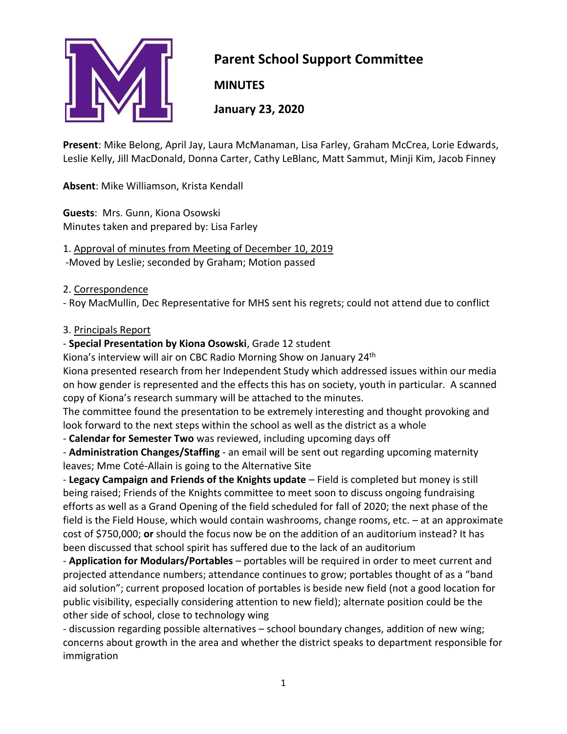# Parent School Support Committee

**MINUTES**

**January 23, 2020**

**Present**: Mike Belong, April Jay, Laura McManaman, Lisa Farley, Graham McCrea, Lorie Edwards, Leslie Kelly, Jill MacDonald, Donna Carter, Cathy LeBlanc, Matt Sammut, Minji Kim, Jacob Finney

**Absent**: Mike Williamson, Krista Kendall

**Guests**: Mrs. Gunn, Kiona Osowski
Minutes taken and prepared by: Lisa Farley

1. <u>Approval of minutes from Meeting of December 10, 2019</u>
-Moved by Leslie; seconded by Graham; Motion passed

2. <u>Correspondence</u>
- Roy MacMullin, Dec Representative for MHS sent his regrets; could not attend due to conflict

3. <u>Principals Report</u>
- **Special Presentation by Kiona Osowski**, Grade 12 student
Kiona's interview will air on CBC Radio Morning Show on January 24th
Kiona presented research from her Independent Study which addressed issues within our media on how gender is represented and the effects this has on society, youth in particular. A scanned copy of Kiona's research summary will be attached to the minutes.
The committee found the presentation to be extremely interesting and thought provoking and look forward to the next steps within the school as well as the district as a whole
- **Calendar for Semester Two** was reviewed, including upcoming days off
- **Administration Changes/Staffing** - an email will be sent out regarding upcoming maternity leaves; Mme Coté-Allain is going to the Alternative Site
- **Legacy Campaign and Friends of the Knights update** – Field is completed but money is still being raised; Friends of the Knights committee to meet soon to discuss ongoing fundraising efforts as well as a Grand Opening of the field scheduled for fall of 2020; the next phase of the field is the Field House, which would contain washrooms, change rooms, etc. – at an approximate cost of $750,000; **or** should the focus now be on the addition of an auditorium instead? It has been discussed that school spirit has suffered due to the lack of an auditorium
- **Application for Modulars/Portables** – portables will be required in order to meet current and projected attendance numbers; attendance continues to grow; portables thought of as a "band aid solution"; current proposed location of portables is beside new field (not a good location for public visibility, especially considering attention to new field); alternate position could be the other side of school, close to technology wing
- discussion regarding possible alternatives – school boundary changes, addition of new wing; concerns about growth in the area and whether the district speaks to department responsible for immigration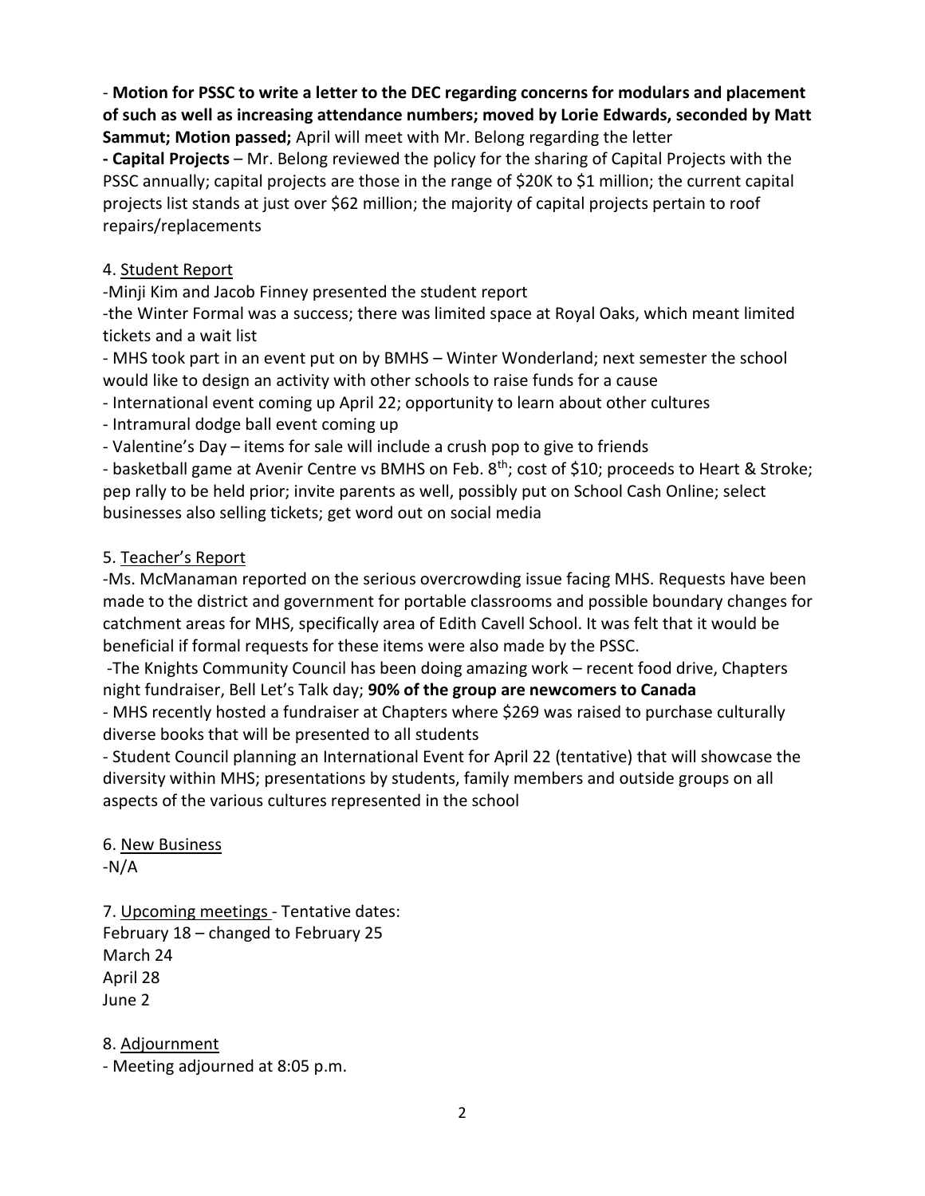- **Motion for PSSC to write a letter to the DEC regarding concerns for modulars and placement of such as well as increasing attendance numbers; moved by Lorie Edwards, seconded by Matt Sammut; Motion passed;** April will meet with Mr. Belong regarding the letter

**- Capital Projects** – Mr. Belong reviewed the policy for the sharing of Capital Projects with the PSSC annually; capital projects are those in the range of $20K to $1 million; the current capital projects list stands at just over $62 million; the majority of capital projects pertain to roof repairs/replacements

4. <u>Student Report</u>

-Minji Kim and Jacob Finney presented the student report

-the Winter Formal was a success; there was limited space at Royal Oaks, which meant limited tickets and a wait list

- MHS took part in an event put on by BMHS – Winter Wonderland; next semester the school would like to design an activity with other schools to raise funds for a cause
- International event coming up April 22; opportunity to learn about other cultures
- Intramural dodge ball event coming up
- Valentine's Day – items for sale will include a crush pop to give to friends
- basketball game at Avenir Centre vs BMHS on Feb. 8th; cost of $10; proceeds to Heart & Stroke; pep rally to be held prior; invite parents as well, possibly put on School Cash Online; select businesses also selling tickets; get word out on social media

5. <u>Teacher's Report</u>

-Ms. McManaman reported on the serious overcrowding issue facing MHS. Requests have been made to the district and government for portable classrooms and possible boundary changes for catchment areas for MHS, specifically area of Edith Cavell School. It was felt that it would be beneficial if formal requests for these items were also made by the PSSC.

-The Knights Community Council has been doing amazing work – recent food drive, Chapters night fundraiser, Bell Let's Talk day; **90% of the group are newcomers to Canada**

- MHS recently hosted a fundraiser at Chapters where $269 was raised to purchase culturally diverse books that will be presented to all students
- Student Council planning an International Event for April 22 (tentative) that will showcase the diversity within MHS; presentations by students, family members and outside groups on all aspects of the various cultures represented in the school

6. <u>New Business</u>

-N/A

7. <u>Upcoming meetings</u> - Tentative dates:

February 18 – changed to February 25
March 24
April 28
June 2

8. <u>Adjournment</u>

- Meeting adjourned at 8:05 p.m.